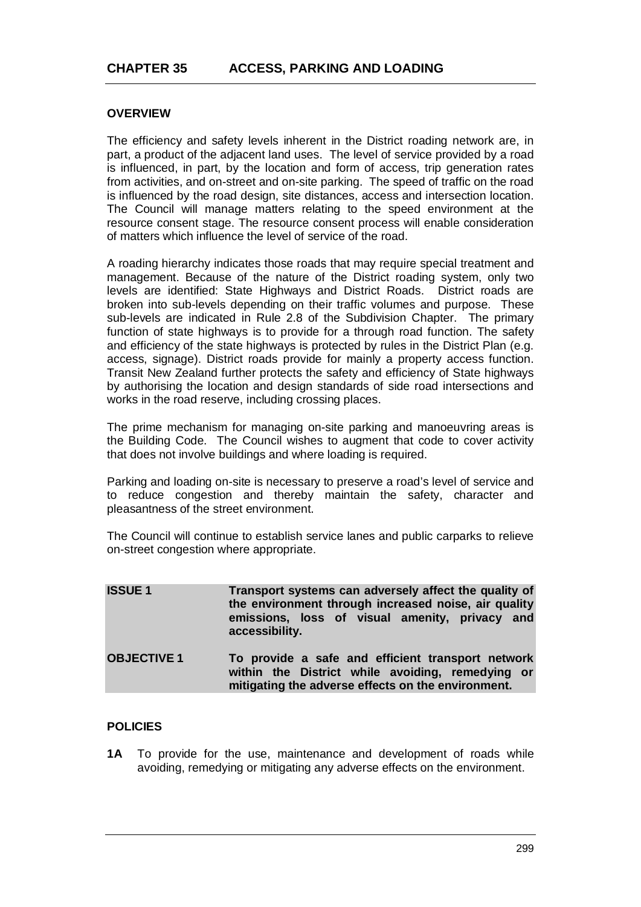# CHAPTER 35 ACCESS, PARKING AND LOADING

## OVERVIEW

The efficiency and safety levels inherent in the District roading network are, in part, a product of the adjacent land uses. The level of service provided by a road is influenced, in part, by the location and form of access, trip generation rates from activities, and on-street and on-site parking. The speed of traffic on the road is influenced by the road design, site distances, access and intersection location. The Council will manage matters relating to the speed environment at the resource consent stage. The resource consent process will enable consideration of matters which influence the level of service of the road.

A roading hierarchy indicates those roads that may require special treatment and management. Because of the nature of the District roading system, only two levels are identified: State Highways and District Roads. District roads are broken into sub-levels depending on their traffic volumes and purpose. These sub-levels are indicated in Rule 2.8 of the Subdivision Chapter. The primary function of state highways is to provide for a through road function. The safety and efficiency of the state highways is protected by rules in the District Plan (e.g. access, signage). District roads provide for mainly a property access function. Transit New Zealand further protects the safety and efficiency of State highways by authorising the location and design standards of side road intersections and works in the road reserve, including crossing places.

The prime mechanism for managing on-site parking and manoeuvring areas is the Building Code. The Council wishes to augment that code to cover activity that does not involve buildings and where loading is required.

Parking and loading on-site is necessary to preserve a road's level of service and to reduce congestion and thereby maintain the safety, character and pleasantness of the street environment.

The Council will continue to establish service lanes and public carparks to relieve on-street congestion where appropriate.

| | |
|---|---|
| **ISSUE 1** | **Transport systems can adversely affect the quality of the environment through increased noise, air quality emissions, loss of visual amenity, privacy and accessibility.** |
| **OBJECTIVE 1** | **To provide a safe and efficient transport network within the District while avoiding, remedying or mitigating the adverse effects on the environment.** |

## POLICIES

**1A** To provide for the use, maintenance and development of roads while avoiding, remedying or mitigating any adverse effects on the environment.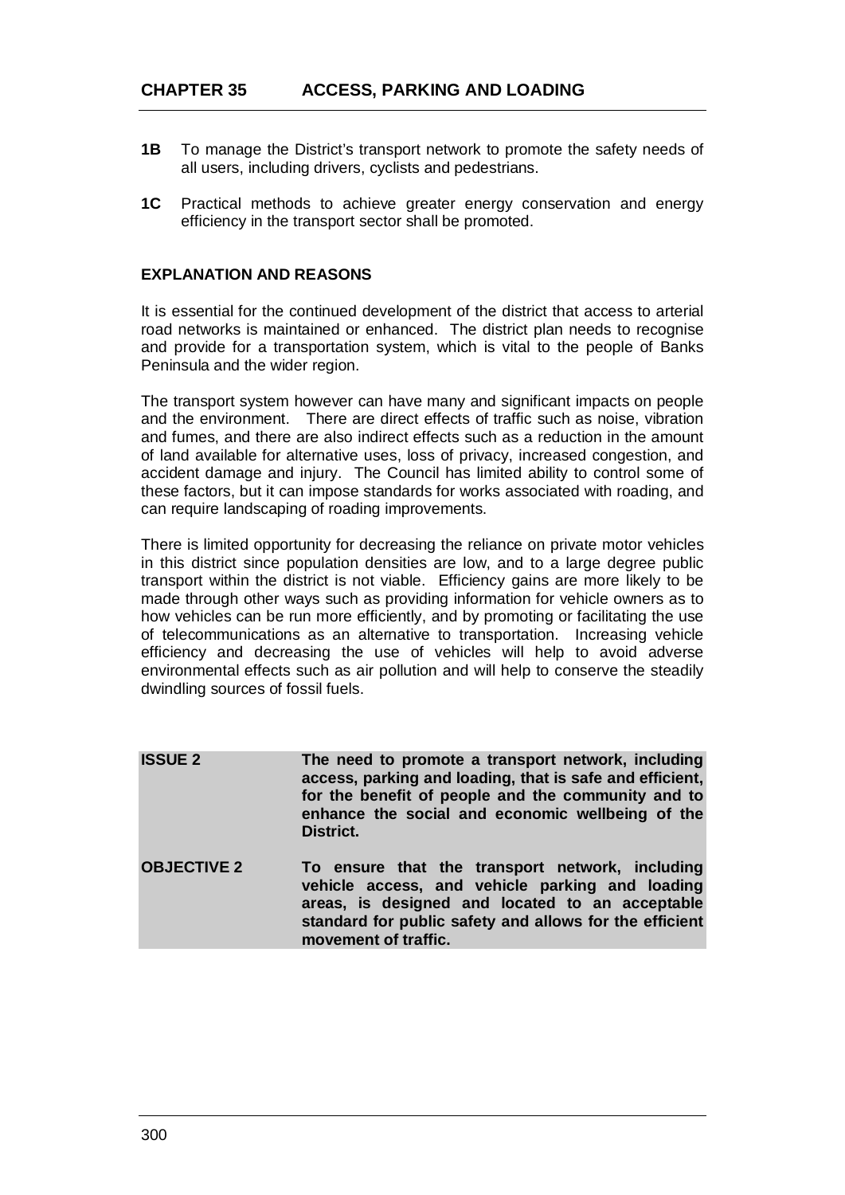**1B** To manage the District's transport network to promote the safety needs of all users, including drivers, cyclists and pedestrians.

**1C** Practical methods to achieve greater energy conservation and energy efficiency in the transport sector shall be promoted.

### EXPLANATION AND REASONS

It is essential for the continued development of the district that access to arterial road networks is maintained or enhanced. The district plan needs to recognise and provide for a transportation system, which is vital to the people of Banks Peninsula and the wider region.

The transport system however can have many and significant impacts on people and the environment. There are direct effects of traffic such as noise, vibration and fumes, and there are also indirect effects such as a reduction in the amount of land available for alternative uses, loss of privacy, increased congestion, and accident damage and injury. The Council has limited ability to control some of these factors, but it can impose standards for works associated with roading, and can require landscaping of roading improvements.

There is limited opportunity for decreasing the reliance on private motor vehicles in this district since population densities are low, and to a large degree public transport within the district is not viable. Efficiency gains are more likely to be made through other ways such as providing information for vehicle owners as to how vehicles can be run more efficiently, and by promoting or facilitating the use of telecommunications as an alternative to transportation. Increasing vehicle efficiency and decreasing the use of vehicles will help to avoid adverse environmental effects such as air pollution and will help to conserve the steadily dwindling sources of fossil fuels.

**ISSUE 2** **The need to promote a transport network, including access, parking and loading, that is safe and efficient, for the benefit of people and the community and to enhance the social and economic wellbeing of the District.**

**OBJECTIVE 2** **To ensure that the transport network, including vehicle access, and vehicle parking and loading areas, is designed and located to an acceptable standard for public safety and allows for the efficient movement of traffic.**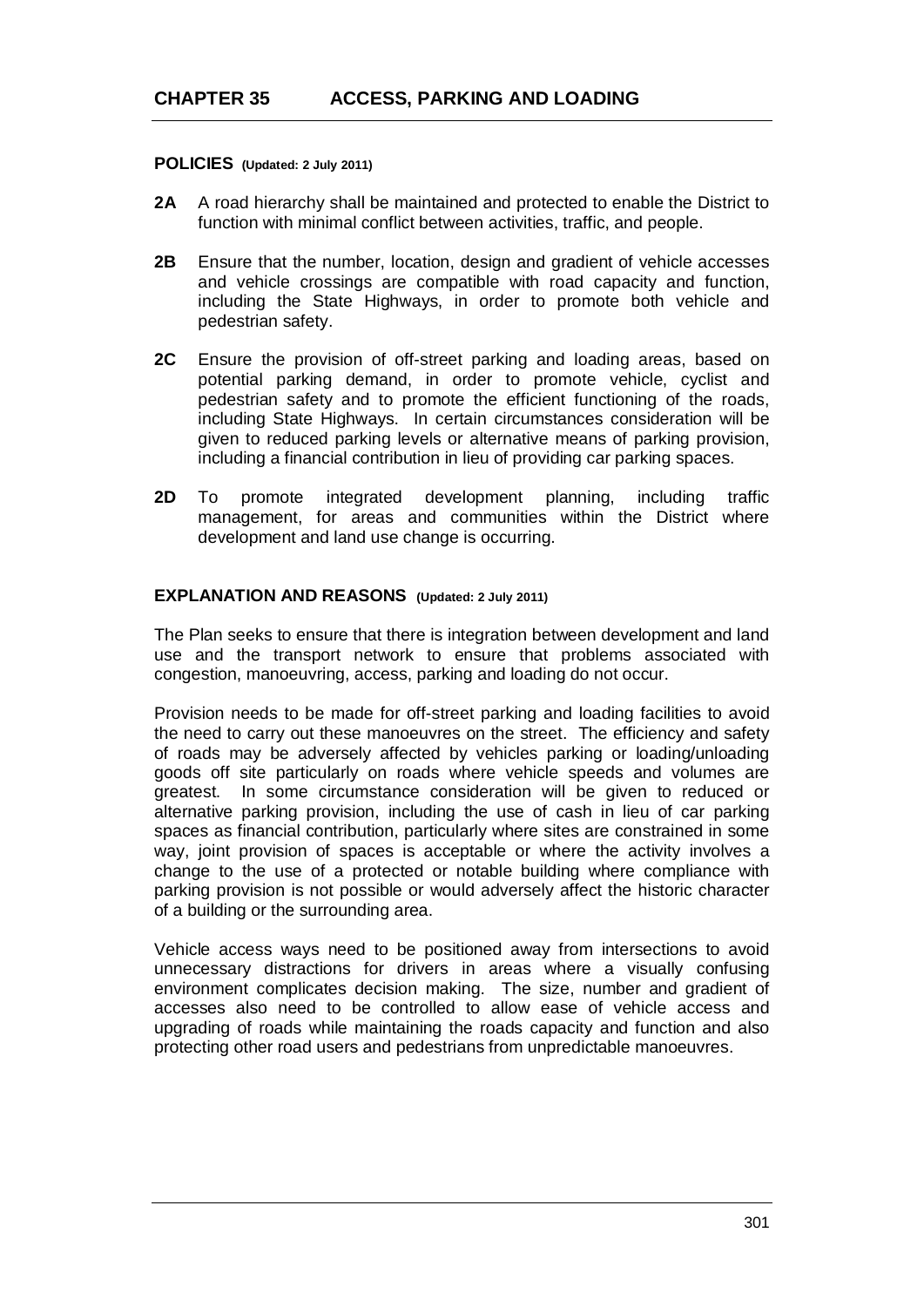# CHAPTER 35 ACCESS, PARKING AND LOADING

## POLICIES (Updated: 2 July 2011)

**2A** A road hierarchy shall be maintained and protected to enable the District to function with minimal conflict between activities, traffic, and people.

**2B** Ensure that the number, location, design and gradient of vehicle accesses and vehicle crossings are compatible with road capacity and function, including the State Highways, in order to promote both vehicle and pedestrian safety.

**2C** Ensure the provision of off-street parking and loading areas, based on potential parking demand, in order to promote vehicle, cyclist and pedestrian safety and to promote the efficient functioning of the roads, including State Highways. In certain circumstances consideration will be given to reduced parking levels or alternative means of parking provision, including a financial contribution in lieu of providing car parking spaces.

**2D** To promote integrated development planning, including traffic management, for areas and communities within the District where development and land use change is occurring.

## EXPLANATION AND REASONS (Updated: 2 July 2011)

The Plan seeks to ensure that there is integration between development and land use and the transport network to ensure that problems associated with congestion, manoeuvring, access, parking and loading do not occur.

Provision needs to be made for off-street parking and loading facilities to avoid the need to carry out these manoeuvres on the street. The efficiency and safety of roads may be adversely affected by vehicles parking or loading/unloading goods off site particularly on roads where vehicle speeds and volumes are greatest. In some circumstance consideration will be given to reduced or alternative parking provision, including the use of cash in lieu of car parking spaces as financial contribution, particularly where sites are constrained in some way, joint provision of spaces is acceptable or where the activity involves a change to the use of a protected or notable building where compliance with parking provision is not possible or would adversely affect the historic character of a building or the surrounding area.

Vehicle access ways need to be positioned away from intersections to avoid unnecessary distractions for drivers in areas where a visually confusing environment complicates decision making. The size, number and gradient of accesses also need to be controlled to allow ease of vehicle access and upgrading of roads while maintaining the roads capacity and function and also protecting other road users and pedestrians from unpredictable manoeuvres.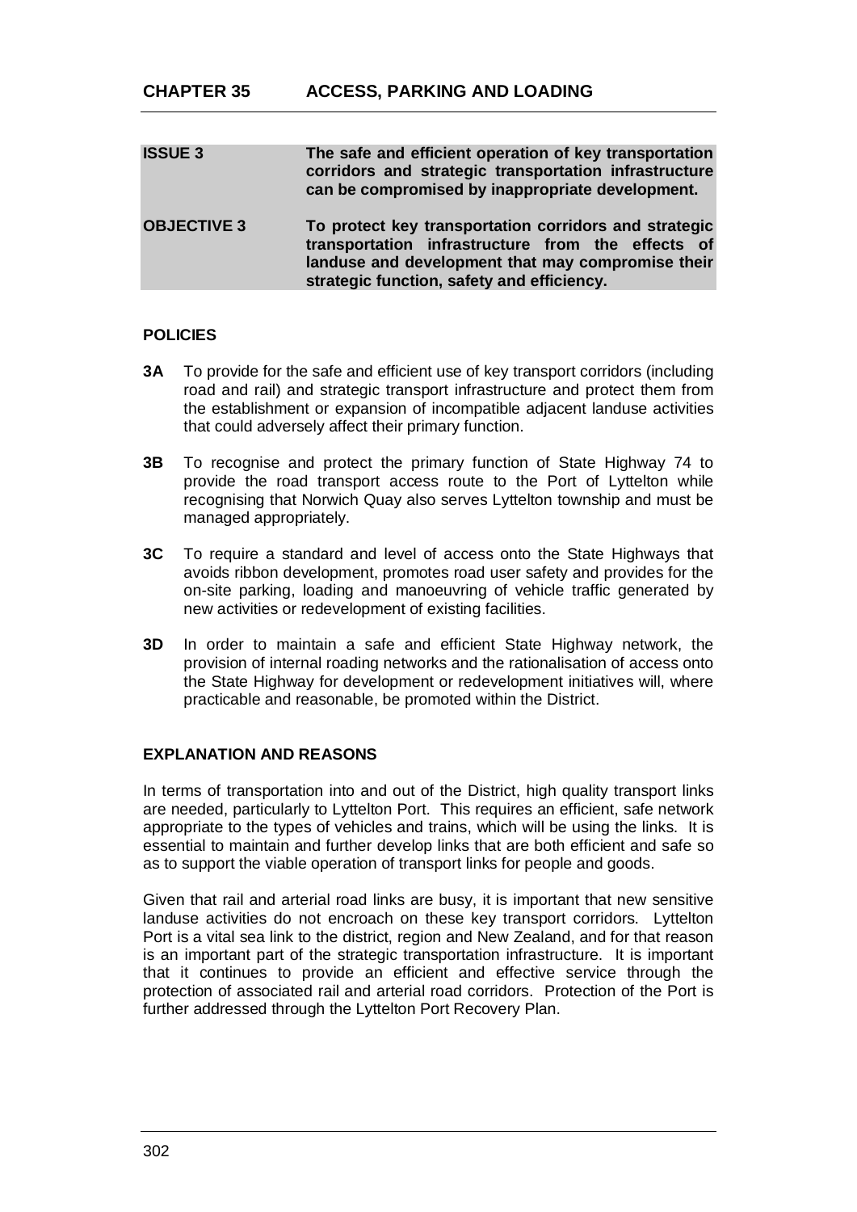# CHAPTER 35 ACCESS, PARKING AND LOADING

| | |
|---|---|
| **ISSUE 3** | **The safe and efficient operation of key transportation corridors and strategic transportation infrastructure can be compromised by inappropriate development.** |
| **OBJECTIVE 3** | **To protect key transportation corridors and strategic transportation infrastructure from the effects of landuse and development that may compromise their strategic function, safety and efficiency.** |

### POLICIES

**3A** To provide for the safe and efficient use of key transport corridors (including road and rail) and strategic transport infrastructure and protect them from the establishment or expansion of incompatible adjacent landuse activities that could adversely affect their primary function.

**3B** To recognise and protect the primary function of State Highway 74 to provide the road transport access route to the Port of Lyttelton while recognising that Norwich Quay also serves Lyttelton township and must be managed appropriately.

**3C** To require a standard and level of access onto the State Highways that avoids ribbon development, promotes road user safety and provides for the on-site parking, loading and manoeuvring of vehicle traffic generated by new activities or redevelopment of existing facilities.

**3D** In order to maintain a safe and efficient State Highway network, the provision of internal roading networks and the rationalisation of access onto the State Highway for development or redevelopment initiatives will, where practicable and reasonable, be promoted within the District.

### EXPLANATION AND REASONS

In terms of transportation into and out of the District, high quality transport links are needed, particularly to Lyttelton Port. This requires an efficient, safe network appropriate to the types of vehicles and trains, which will be using the links. It is essential to maintain and further develop links that are both efficient and safe so as to support the viable operation of transport links for people and goods.

Given that rail and arterial road links are busy, it is important that new sensitive landuse activities do not encroach on these key transport corridors. Lyttelton Port is a vital sea link to the district, region and New Zealand, and for that reason is an important part of the strategic transportation infrastructure. It is important that it continues to provide an efficient and effective service through the protection of associated rail and arterial road corridors. Protection of the Port is further addressed through the Lyttelton Port Recovery Plan.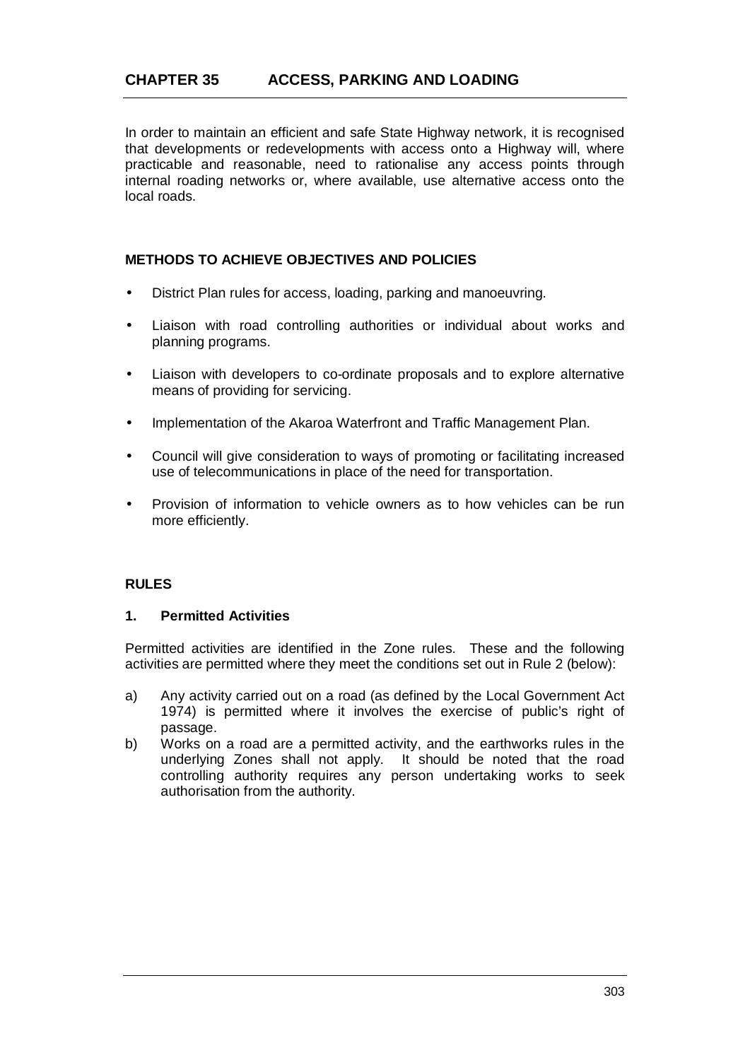# CHAPTER 35 ACCESS, PARKING AND LOADING

In order to maintain an efficient and safe State Highway network, it is recognised that developments or redevelopments with access onto a Highway will, where practicable and reasonable, need to rationalise any access points through internal roading networks or, where available, use alternative access onto the local roads.

## METHODS TO ACHIEVE OBJECTIVES AND POLICIES

- District Plan rules for access, loading, parking and manoeuvring.
- Liaison with road controlling authorities or individual about works and planning programs.
- Liaison with developers to co-ordinate proposals and to explore alternative means of providing for servicing.
- Implementation of the Akaroa Waterfront and Traffic Management Plan.
- Council will give consideration to ways of promoting or facilitating increased use of telecommunications in place of the need for transportation.
- Provision of information to vehicle owners as to how vehicles can be run more efficiently.

## RULES

### 1. Permitted Activities

Permitted activities are identified in the Zone rules. These and the following activities are permitted where they meet the conditions set out in Rule 2 (below):

a) Any activity carried out on a road (as defined by the Local Government Act 1974) is permitted where it involves the exercise of public's right of passage.

b) Works on a road are a permitted activity, and the earthworks rules in the underlying Zones shall not apply. It should be noted that the road controlling authority requires any person undertaking works to seek authorisation from the authority.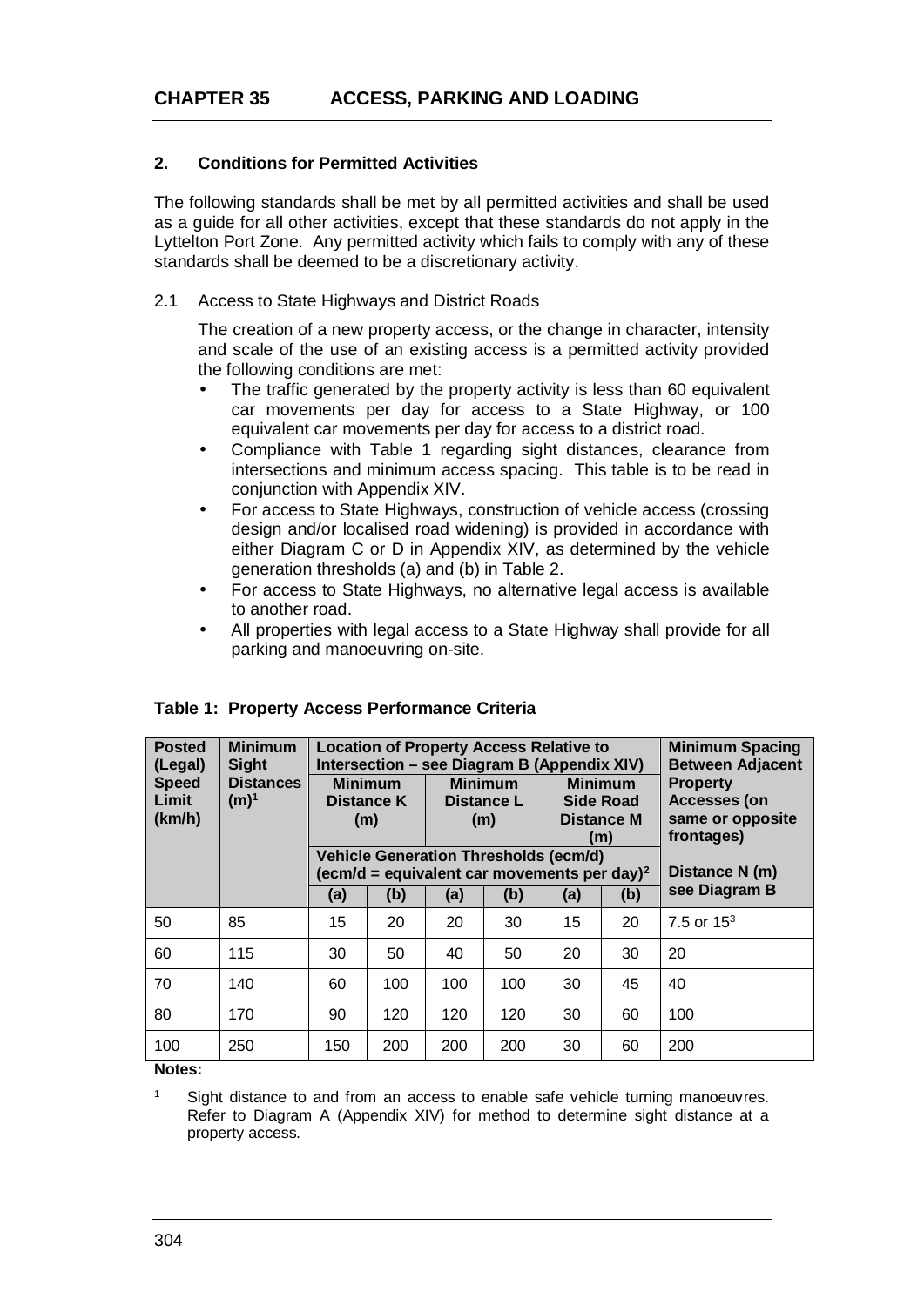## CHAPTER 35 ACCESS, PARKING AND LOADING

### 2. Conditions for Permitted Activities

The following standards shall be met by all permitted activities and shall be used as a guide for all other activities, except that these standards do not apply in the Lyttelton Port Zone. Any permitted activity which fails to comply with any of these standards shall be deemed to be a discretionary activity.

2.1 Access to State Highways and District Roads

The creation of a new property access, or the change in character, intensity and scale of the use of an existing access is a permitted activity provided the following conditions are met:

- The traffic generated by the property activity is less than 60 equivalent car movements per day for access to a State Highway, or 100 equivalent car movements per day for access to a district road.
- Compliance with Table 1 regarding sight distances, clearance from intersections and minimum access spacing. This table is to be read in conjunction with Appendix XIV.
- For access to State Highways, construction of vehicle access (crossing design and/or localised road widening) is provided in accordance with either Diagram C or D in Appendix XIV, as determined by the vehicle generation thresholds (a) and (b) in Table 2.
- For access to State Highways, no alternative legal access is available to another road.
- All properties with legal access to a State Highway shall provide for all parking and manoeuvring on-site.

**Table 1: Property Access Performance Criteria**

| Posted (Legal) Speed Limit (km/h) | Minimum Sight Distances (m)[1] | Location of Property Access Relative to Intersection – see Diagram B (Appendix XIV) | | | | | | Minimum Spacing Between Adjacent Property Accesses (on same or opposite frontages) |
|---|---|---|---|---|---|---|---|---|
| | | Minimum Distance K (m) | | Minimum Distance L (m) | | Minimum Side Road Distance M (m) | | |
| | | Vehicle Generation Thresholds (ecm/d) (ecm/d = equivalent car movements per day)[2] | | | | | | Distance N (m) see Diagram B |
| | | (a) | (b) | (a) | (b) | (a) | (b) | |
| 50 | 85 | 15 | 20 | 20 | 30 | 15 | 20 | 7.5 or 15[3] |
| 60 | 115 | 30 | 50 | 40 | 50 | 20 | 30 | 20 |
| 70 | 140 | 60 | 100 | 100 | 100 | 30 | 45 | 40 |
| 80 | 170 | 90 | 120 | 120 | 120 | 30 | 60 | 100 |
| 100 | 250 | 150 | 200 | 200 | 200 | 30 | 60 | 200 |

**Notes:**

[1] Sight distance to and from an access to enable safe vehicle turning manoeuvres. Refer to Diagram A (Appendix XIV) for method to determine sight distance at a property access.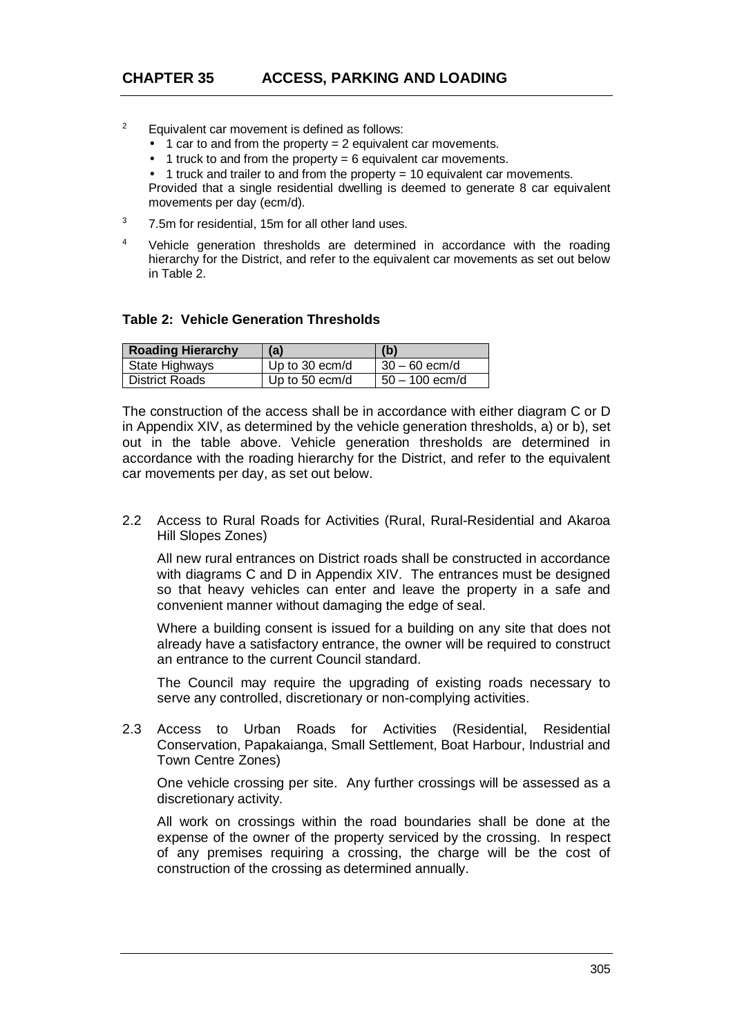[2] Equivalent car movement is defined as follows:

- 1 car to and from the property = 2 equivalent car movements.
- 1 truck to and from the property = 6 equivalent car movements.
- 1 truck and trailer to and from the property = 10 equivalent car movements.

Provided that a single residential dwelling is deemed to generate 8 car equivalent movements per day (ecm/d).

[3] 7.5m for residential, 15m for all other land uses.

[4] Vehicle generation thresholds are determined in accordance with the roading hierarchy for the District, and refer to the equivalent car movements as set out below in Table 2.

**Table 2: Vehicle Generation Thresholds**

| Roading Hierarchy | (a) | (b) |
|---|---|---|
| State Highways | Up to 30 ecm/d | 30 – 60 ecm/d |
| District Roads | Up to 50 ecm/d | 50 – 100 ecm/d |

The construction of the access shall be in accordance with either diagram C or D in Appendix XIV, as determined by the vehicle generation thresholds, a) or b), set out in the table above. Vehicle generation thresholds are determined in accordance with the roading hierarchy for the District, and refer to the equivalent car movements per day, as set out below.

2.2 Access to Rural Roads for Activities (Rural, Rural-Residential and Akaroa Hill Slopes Zones)

All new rural entrances on District roads shall be constructed in accordance with diagrams C and D in Appendix XIV. The entrances must be designed so that heavy vehicles can enter and leave the property in a safe and convenient manner without damaging the edge of seal.

Where a building consent is issued for a building on any site that does not already have a satisfactory entrance, the owner will be required to construct an entrance to the current Council standard.

The Council may require the upgrading of existing roads necessary to serve any controlled, discretionary or non-complying activities.

2.3 Access to Urban Roads for Activities (Residential, Residential Conservation, Papakaianga, Small Settlement, Boat Harbour, Industrial and Town Centre Zones)

One vehicle crossing per site. Any further crossings will be assessed as a discretionary activity.

All work on crossings within the road boundaries shall be done at the expense of the owner of the property serviced by the crossing. In respect of any premises requiring a crossing, the charge will be the cost of construction of the crossing as determined annually.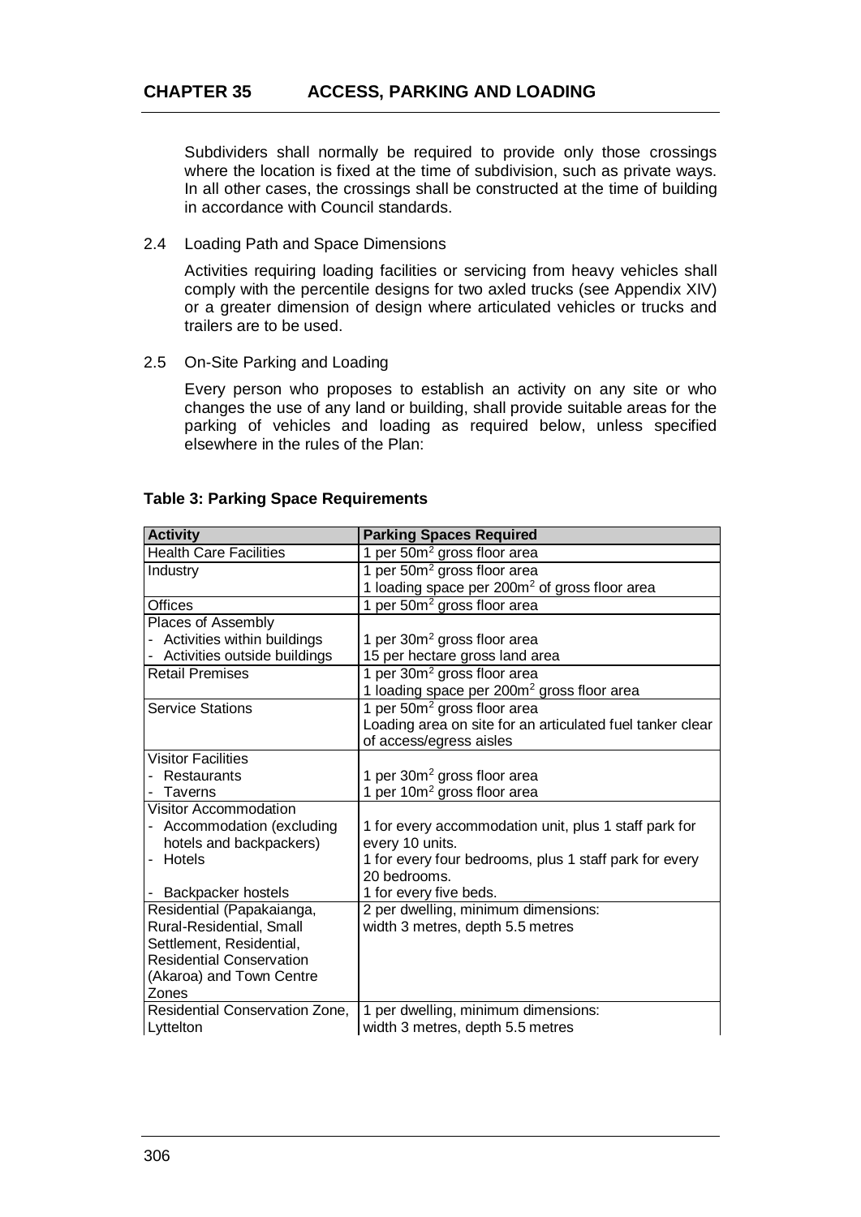Subdividers shall normally be required to provide only those crossings where the location is fixed at the time of subdivision, such as private ways. In all other cases, the crossings shall be constructed at the time of building in accordance with Council standards.

2.4 Loading Path and Space Dimensions

Activities requiring loading facilities or servicing from heavy vehicles shall comply with the percentile designs for two axled trucks (see Appendix XIV) or a greater dimension of design where articulated vehicles or trucks and trailers are to be used.

2.5 On-Site Parking and Loading

Every person who proposes to establish an activity on any site or who changes the use of any land or building, shall provide suitable areas for the parking of vehicles and loading as required below, unless specified elsewhere in the rules of the Plan:

**Table 3: Parking Space Requirements**

| Activity | Parking Spaces Required |
|---|---|
| Health Care Facilities | 1 per $50m^2$ gross floor area |
| Industry | 1 per $50m^2$ gross floor area<br>1 loading space per $200m^2$ of gross floor area |
| Offices | 1 per $50m^2$ gross floor area |
| Places of Assembly<br>- Activities within buildings<br>- Activities outside buildings | <br>1 per $30m^2$ gross floor area<br>15 per hectare gross land area |
| Retail Premises | 1 per $30m^2$ gross floor area<br>1 loading space per $200m^2$ gross floor area |
| Service Stations | 1 per $50m^2$ gross floor area<br>Loading area on site for an articulated fuel tanker clear of access/egress aisles |
| Visitor Facilities<br>- Restaurants<br>- Taverns | <br>1 per $30m^2$ gross floor area<br>1 per $10m^2$ gross floor area |
| Visitor Accommodation<br>- Accommodation (excluding hotels and backpackers)<br>- Hotels<br>- Backpacker hostels | <br>1 for every accommodation unit, plus 1 staff park for every 10 units.<br>1 for every four bedrooms, plus 1 staff park for every 20 bedrooms.<br>1 for every five beds. |
| Residential (Papakaianga, Rural-Residential, Small Settlement, Residential, Residential Conservation (Akaroa) and Town Centre Zones | 2 per dwelling, minimum dimensions:<br>width 3 metres, depth 5.5 metres |
| Residential Conservation Zone, Lyttelton | 1 per dwelling, minimum dimensions:<br>width 3 metres, depth 5.5 metres |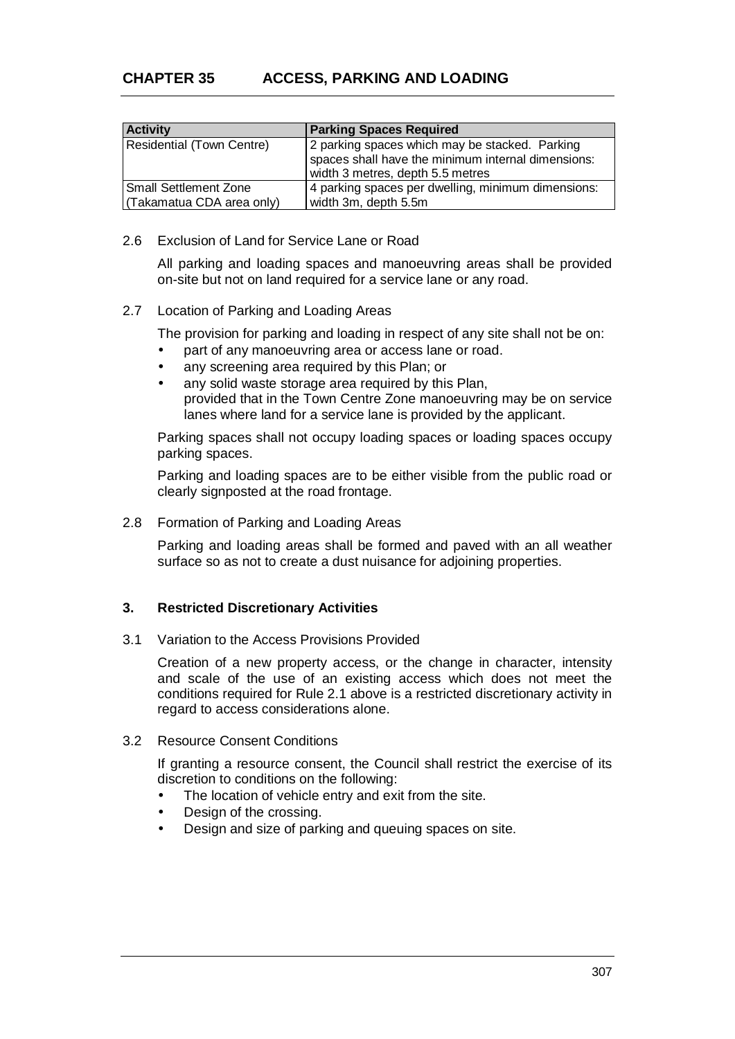| Activity | Parking Spaces Required |
|---|---|
| Residential (Town Centre) | 2 parking spaces which may be stacked. Parking spaces shall have the minimum internal dimensions: width 3 metres, depth 5.5 metres |
| Small Settlement Zone (Takamatua CDA area only) | 4 parking spaces per dwelling, minimum dimensions: width 3m, depth 5.5m |

2.6 Exclusion of Land for Service Lane or Road

All parking and loading spaces and manoeuvring areas shall be provided on-site but not on land required for a service lane or any road.

2.7 Location of Parking and Loading Areas

The provision for parking and loading in respect of any site shall not be on:

- part of any manoeuvring area or access lane or road.
- any screening area required by this Plan; or
- any solid waste storage area required by this Plan,
  provided that in the Town Centre Zone manoeuvring may be on service lanes where land for a service lane is provided by the applicant.

Parking spaces shall not occupy loading spaces or loading spaces occupy parking spaces.

Parking and loading spaces are to be either visible from the public road or clearly signposted at the road frontage.

2.8 Formation of Parking and Loading Areas

Parking and loading areas shall be formed and paved with an all weather surface so as not to create a dust nuisance for adjoining properties.

### 3. Restricted Discretionary Activities

3.1 Variation to the Access Provisions Provided

Creation of a new property access, or the change in character, intensity and scale of the use of an existing access which does not meet the conditions required for Rule 2.1 above is a restricted discretionary activity in regard to access considerations alone.

3.2 Resource Consent Conditions

If granting a resource consent, the Council shall restrict the exercise of its discretion to conditions on the following:

- The location of vehicle entry and exit from the site.
- Design of the crossing.
- Design and size of parking and queuing spaces on site.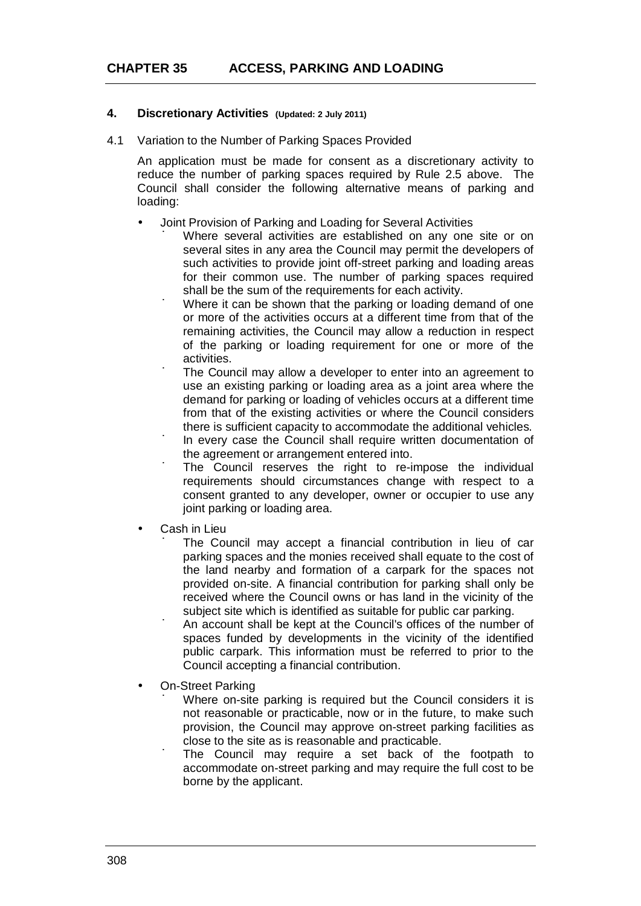# CHAPTER 35 ACCESS, PARKING AND LOADING

## 4. Discretionary Activities (Updated: 2 July 2011)

4.1 Variation to the Number of Parking Spaces Provided

An application must be made for consent as a discretionary activity to reduce the number of parking spaces required by Rule 2.5 above. The Council shall consider the following alternative means of parking and loading:

- Joint Provision of Parking and Loading for Several Activities
  - Where several activities are established on any one site or on several sites in any area the Council may permit the developers of such activities to provide joint off-street parking and loading areas for their common use. The number of parking spaces required shall be the sum of the requirements for each activity.
  - Where it can be shown that the parking or loading demand of one or more of the activities occurs at a different time from that of the remaining activities, the Council may allow a reduction in respect of the parking or loading requirement for one or more of the activities.
  - The Council may allow a developer to enter into an agreement to use an existing parking or loading area as a joint area where the demand for parking or loading of vehicles occurs at a different time from that of the existing activities or where the Council considers there is sufficient capacity to accommodate the additional vehicles.
  - In every case the Council shall require written documentation of the agreement or arrangement entered into.
  - The Council reserves the right to re-impose the individual requirements should circumstances change with respect to a consent granted to any developer, owner or occupier to use any joint parking or loading area.

- Cash in Lieu
  - The Council may accept a financial contribution in lieu of car parking spaces and the monies received shall equate to the cost of the land nearby and formation of a carpark for the spaces not provided on-site. A financial contribution for parking shall only be received where the Council owns or has land in the vicinity of the subject site which is identified as suitable for public car parking.
  - An account shall be kept at the Council's offices of the number of spaces funded by developments in the vicinity of the identified public carpark. This information must be referred to prior to the Council accepting a financial contribution.

- On-Street Parking
  - Where on-site parking is required but the Council considers it is not reasonable or practicable, now or in the future, to make such provision, the Council may approve on-street parking facilities as close to the site as is reasonable and practicable.
  - The Council may require a set back of the footpath to accommodate on-street parking and may require the full cost to be borne by the applicant.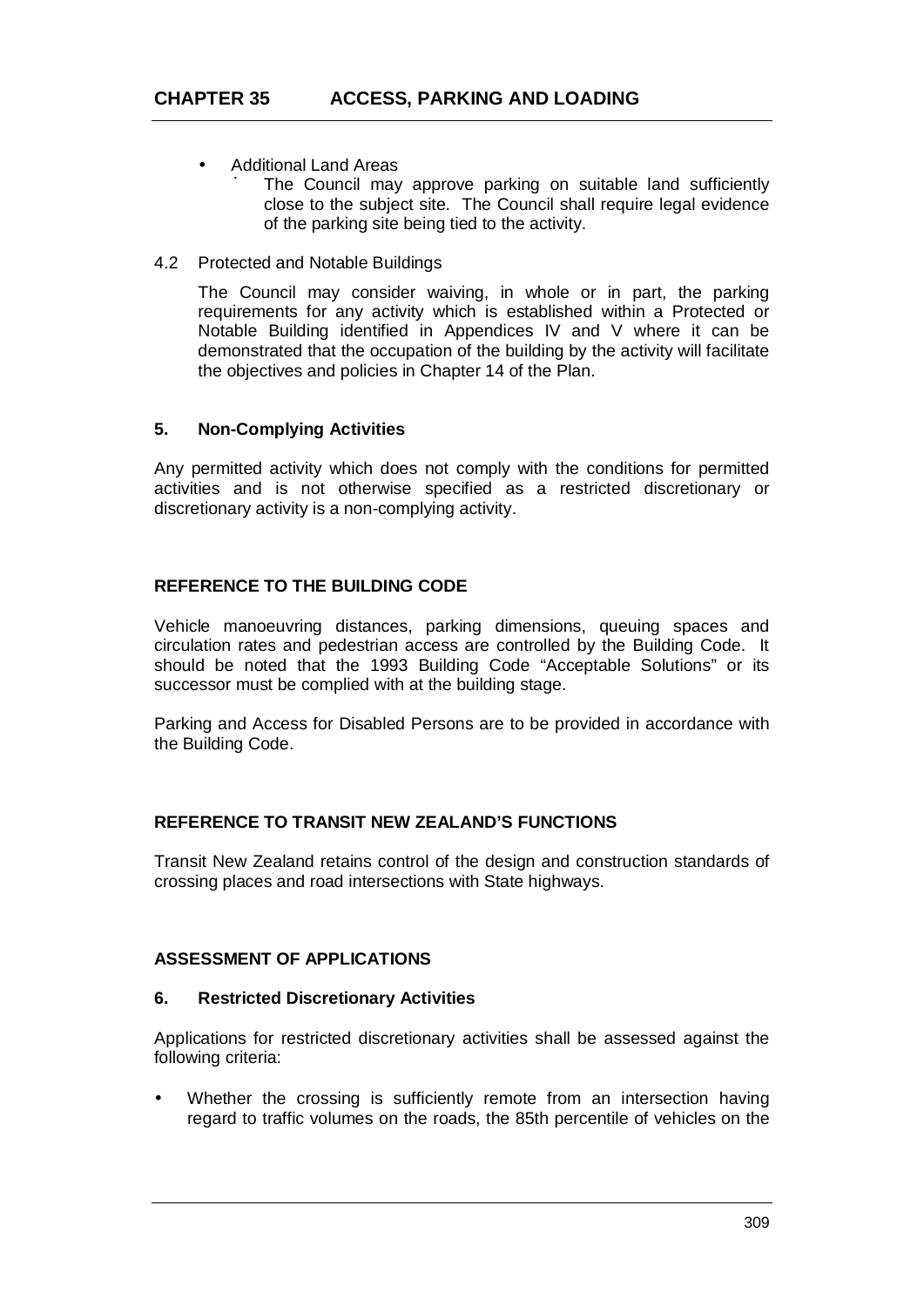- Additional Land Areas
  - The Council may approve parking on suitable land sufficiently close to the subject site. The Council shall require legal evidence of the parking site being tied to the activity.

4.2 Protected and Notable Buildings

The Council may consider waiving, in whole or in part, the parking requirements for any activity which is established within a Protected or Notable Building identified in Appendices IV and V where it can be demonstrated that the occupation of the building by the activity will facilitate the objectives and policies in Chapter 14 of the Plan.

### 5. Non-Complying Activities

Any permitted activity which does not comply with the conditions for permitted activities and is not otherwise specified as a restricted discretionary or discretionary activity is a non-complying activity.

## REFERENCE TO THE BUILDING CODE

Vehicle manoeuvring distances, parking dimensions, queuing spaces and circulation rates and pedestrian access are controlled by the Building Code. It should be noted that the 1993 Building Code "Acceptable Solutions" or its successor must be complied with at the building stage.

Parking and Access for Disabled Persons are to be provided in accordance with the Building Code.

## REFERENCE TO TRANSIT NEW ZEALAND'S FUNCTIONS

Transit New Zealand retains control of the design and construction standards of crossing places and road intersections with State highways.

## ASSESSMENT OF APPLICATIONS

### 6. Restricted Discretionary Activities

Applications for restricted discretionary activities shall be assessed against the following criteria:

- Whether the crossing is sufficiently remote from an intersection having regard to traffic volumes on the roads, the 85th percentile of vehicles on the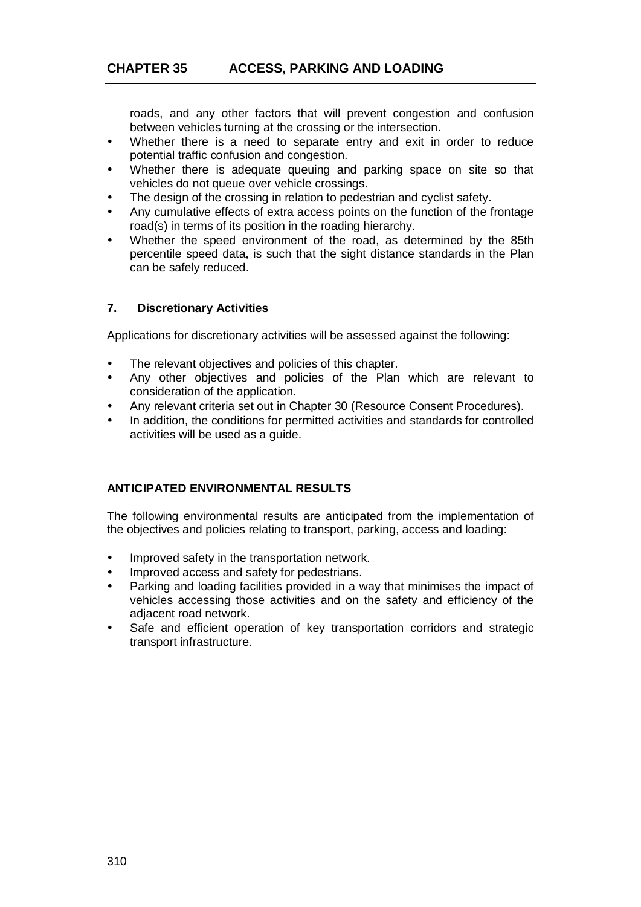roads, and any other factors that will prevent congestion and confusion between vehicles turning at the crossing or the intersection.

- Whether there is a need to separate entry and exit in order to reduce potential traffic confusion and congestion.
- Whether there is adequate queuing and parking space on site so that vehicles do not queue over vehicle crossings.
- The design of the crossing in relation to pedestrian and cyclist safety.
- Any cumulative effects of extra access points on the function of the frontage road(s) in terms of its position in the roading hierarchy.
- Whether the speed environment of the road, as determined by the 85th percentile speed data, is such that the sight distance standards in the Plan can be safely reduced.

### 7. Discretionary Activities

Applications for discretionary activities will be assessed against the following:

- The relevant objectives and policies of this chapter.
- Any other objectives and policies of the Plan which are relevant to consideration of the application.
- Any relevant criteria set out in Chapter 30 (Resource Consent Procedures).
- In addition, the conditions for permitted activities and standards for controlled activities will be used as a guide.

## ANTICIPATED ENVIRONMENTAL RESULTS

The following environmental results are anticipated from the implementation of the objectives and policies relating to transport, parking, access and loading:

- Improved safety in the transportation network.
- Improved access and safety for pedestrians.
- Parking and loading facilities provided in a way that minimises the impact of vehicles accessing those activities and on the safety and efficiency of the adjacent road network.
- Safe and efficient operation of key transportation corridors and strategic transport infrastructure.